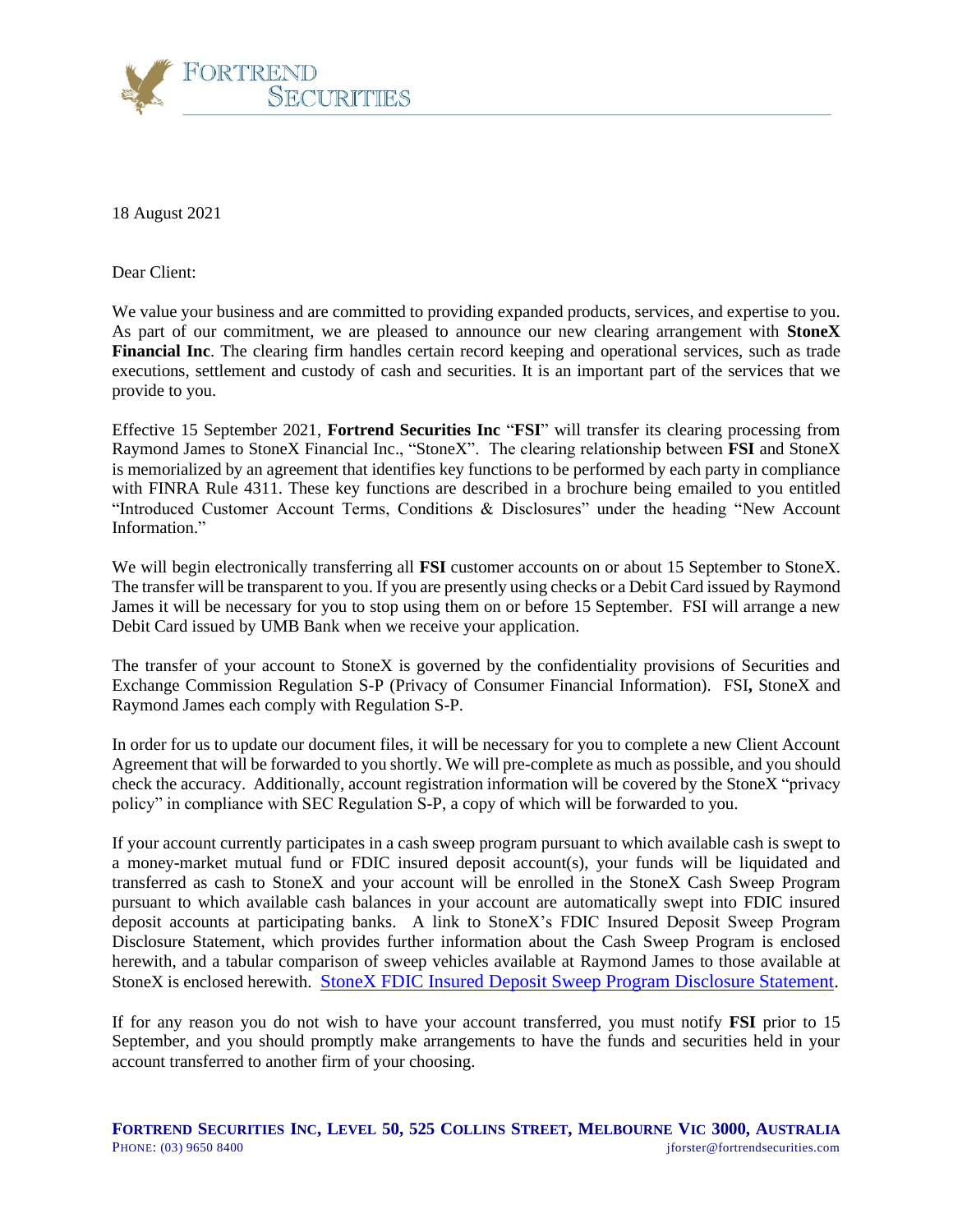18 August 2021

Dear Client:

We value your business and are committed to providing expanded products, services, and expertise to you. As part of our commitment, we are pleased to announce our new clearing arrangement with **StoneX Financial Inc**. The clearing firm handles certain record keeping and operational services, such as trade executions, settlement and custody of cash and securities. It is an important part of the services that we provide to you.

Effective 15 September 2021, **Fortrend Securities Inc** "**FSI**" will transfer its clearing processing from Raymond James to StoneX Financial Inc., "StoneX". The clearing relationship between **FSI** and StoneX is memorialized by an agreement that identifies key functions to be performed by each party in compliance with FINRA Rule 4311. These key functions are described in a brochure being emailed to you entitled "Introduced Customer Account Terms, Conditions & Disclosures" under the heading "New Account Information."

We will begin electronically transferring all **FSI** customer accounts on or about 15 September to StoneX. The transfer will be transparent to you. If you are presently using checks or a Debit Card issued by Raymond James it will be necessary for you to stop using them on or before 15 September. FSI will arrange a new Debit Card issued by UMB Bank when we receive your application.

The transfer of your account to StoneX is governed by the confidentiality provisions of Securities and Exchange Commission Regulation S-P (Privacy of Consumer Financial Information). FSI**,** StoneX and Raymond James each comply with Regulation S-P.

In order for us to update our document files, it will be necessary for you to complete a new Client Account Agreement that will be forwarded to you shortly. We will pre-complete as much as possible, and you should check the accuracy. Additionally, account registration information will be covered by the StoneX "privacy policy" in compliance with SEC Regulation S-P, a copy of which will be forwarded to you.

If your account currently participates in a cash sweep program pursuant to which available cash is swept to a money-market mutual fund or FDIC insured deposit account(s), your funds will be liquidated and transferred as cash to StoneX and your account will be enrolled in the StoneX Cash Sweep Program pursuant to which available cash balances in your account are automatically swept into FDIC insured deposit accounts at participating banks. A link to StoneX's FDIC Insured Deposit Sweep Program Disclosure Statement, which provides further information about the Cash Sweep Program is enclosed herewith, and a tabular comparison of sweep vehicles available at Raymond James to those available at StoneX is enclosed herewith. StoneX FDIC Insured Deposit Sweep Program Disclosure Statement.

If for any reason you do not wish to have your account transferred, you must notify **FSI** prior to 15 September, and you should promptly make arrangements to have the funds and securities held in your account transferred to another firm of your choosing.

**FORTREND SECURITIES INC, LEVEL 50, 525 COLLINS STREET, MELBOURNE VIC 3000, AUSTRALIA**
PHONE: (03) 9650 8400 jforster@fortrendsecurities.com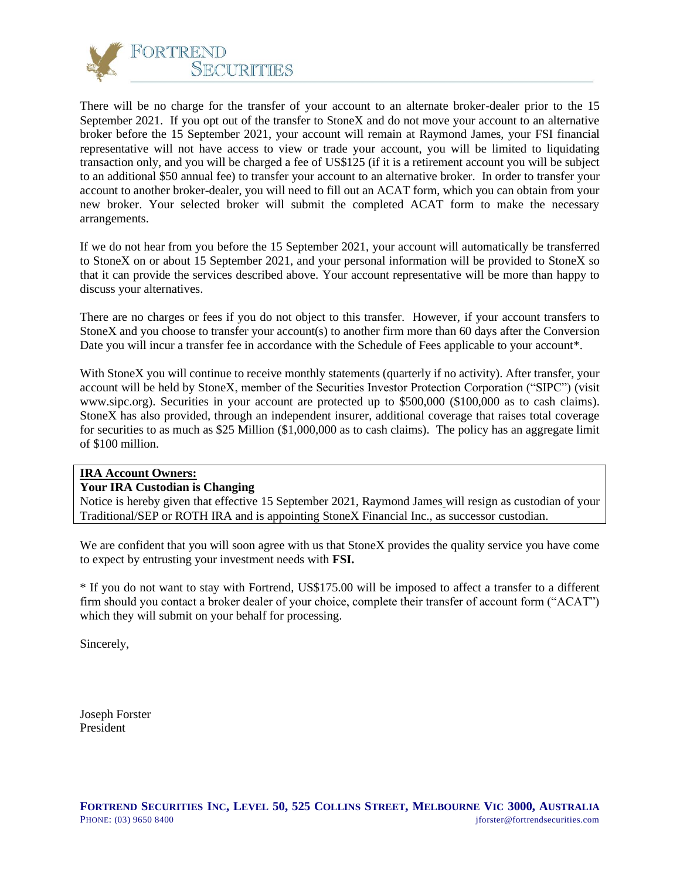There will be no charge for the transfer of your account to an alternate broker-dealer prior to the 15 September 2021. If you opt out of the transfer to StoneX and do not move your account to an alternative broker before the 15 September 2021, your account will remain at Raymond James, your FSI financial representative will not have access to view or trade your account, you will be limited to liquidating transaction only, and you will be charged a fee of US$125 (if it is a retirement account you will be subject to an additional $50 annual fee) to transfer your account to an alternative broker. In order to transfer your account to another broker-dealer, you will need to fill out an ACAT form, which you can obtain from your new broker. Your selected broker will submit the completed ACAT form to make the necessary arrangements.

If we do not hear from you before the 15 September 2021, your account will automatically be transferred to StoneX on or about 15 September 2021, and your personal information will be provided to StoneX so that it can provide the services described above. Your account representative will be more than happy to discuss your alternatives.

There are no charges or fees if you do not object to this transfer. However, if your account transfers to StoneX and you choose to transfer your account(s) to another firm more than 60 days after the Conversion Date you will incur a transfer fee in accordance with the Schedule of Fees applicable to your account*.

With StoneX you will continue to receive monthly statements (quarterly if no activity). After transfer, your account will be held by StoneX, member of the Securities Investor Protection Corporation ("SIPC") (visit www.sipc.org). Securities in your account are protected up to $500,000 ($100,000 as to cash claims). StoneX has also provided, through an independent insurer, additional coverage that raises total coverage for securities to as much as $25 Million ($1,000,000 as to cash claims). The policy has an aggregate limit of $100 million.

**IRA Account Owners:**
**Your IRA Custodian is Changing**
Notice is hereby given that effective 15 September 2021, Raymond James will resign as custodian of your Traditional/SEP or ROTH IRA and is appointing StoneX Financial Inc., as successor custodian.

We are confident that you will soon agree with us that StoneX provides the quality service you have come to expect by entrusting your investment needs with **FSI.**

* If you do not want to stay with Fortrend, US$175.00 will be imposed to affect a transfer to a different firm should you contact a broker dealer of your choice, complete their transfer of account form ("ACAT") which they will submit on your behalf for processing.

Sincerely,

Joseph Forster
President

**FORTREND SECURITIES INC, LEVEL 50, 525 COLLINS STREET, MELBOURNE VIC 3000, AUSTRALIA**
PHONE: (03) 9650 8400 jforster@fortrendsecurities.com